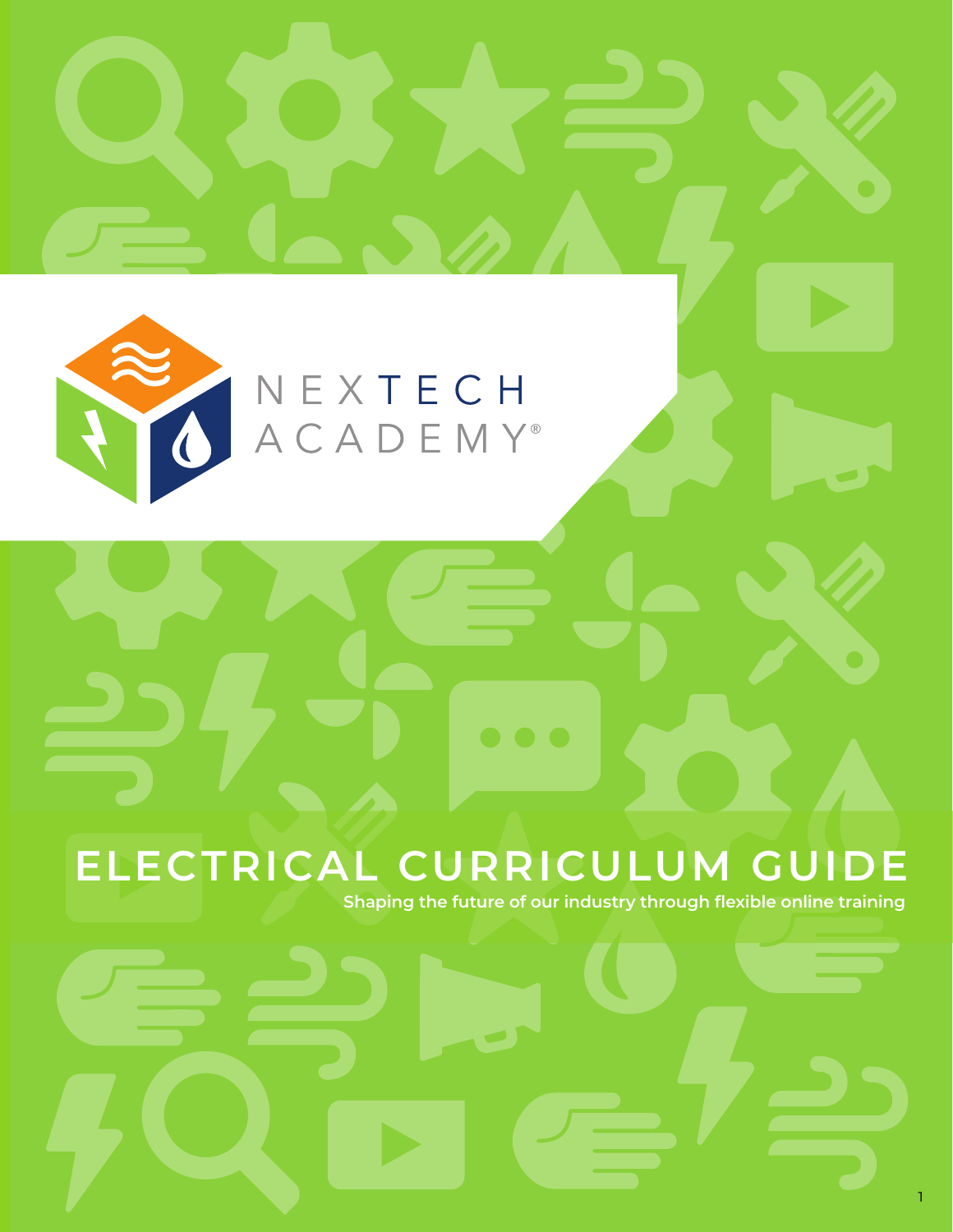NEXTECH ACADEMY®

# ELECTRICAL CURRICULUM GUIDE

**Shaping the future of our industry through flexible online training**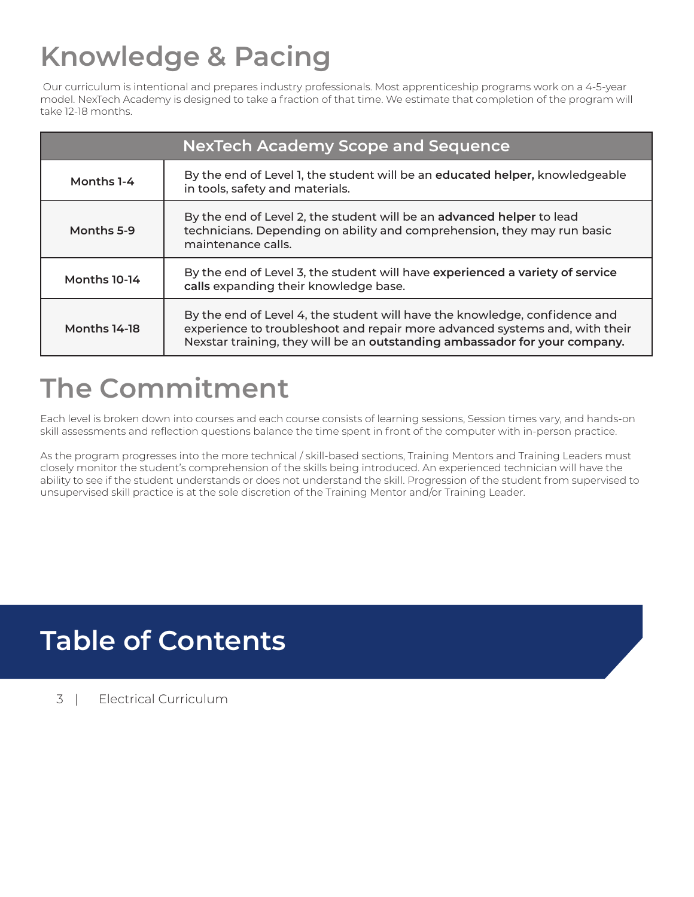# Knowledge & Pacing

Our curriculum is intentional and prepares industry professionals. Most apprenticeship programs work on a 4-5-year model. NexTech Academy is designed to take a fraction of that time. We estimate that completion of the program will take 12-18 months.

| NexTech Academy Scope and Sequence | |
|---|---|
| **Months 1-4** | By the end of Level 1, the student will be an **educated helper,** knowledgeable in tools, safety and materials. |
| **Months 5-9** | By the end of Level 2, the student will be an **advanced helper** to lead technicians. Depending on ability and comprehension, they may run basic maintenance calls. |
| **Months 10-14** | By the end of Level 3, the student will have **experienced a variety of service calls** expanding their knowledge base. |
| **Months 14-18** | By the end of Level 4, the student will have the knowledge, confidence and experience to troubleshoot and repair more advanced systems and, with their Nexstar training, they will be an **outstanding ambassador for your company.** |

# The Commitment

Each level is broken down into courses and each course consists of learning sessions, Session times vary, and hands-on skill assessments and reflection questions balance the time spent in front of the computer with in-person practice.

As the program progresses into the more technical / skill-based sections, Training Mentors and Training Leaders must closely monitor the student's comprehension of the skills being introduced. An experienced technician will have the ability to see if the student understands or does not understand the skill. Progression of the student from supervised to unsupervised skill practice is at the sole discretion of the Training Mentor and/or Training Leader.

# Table of Contents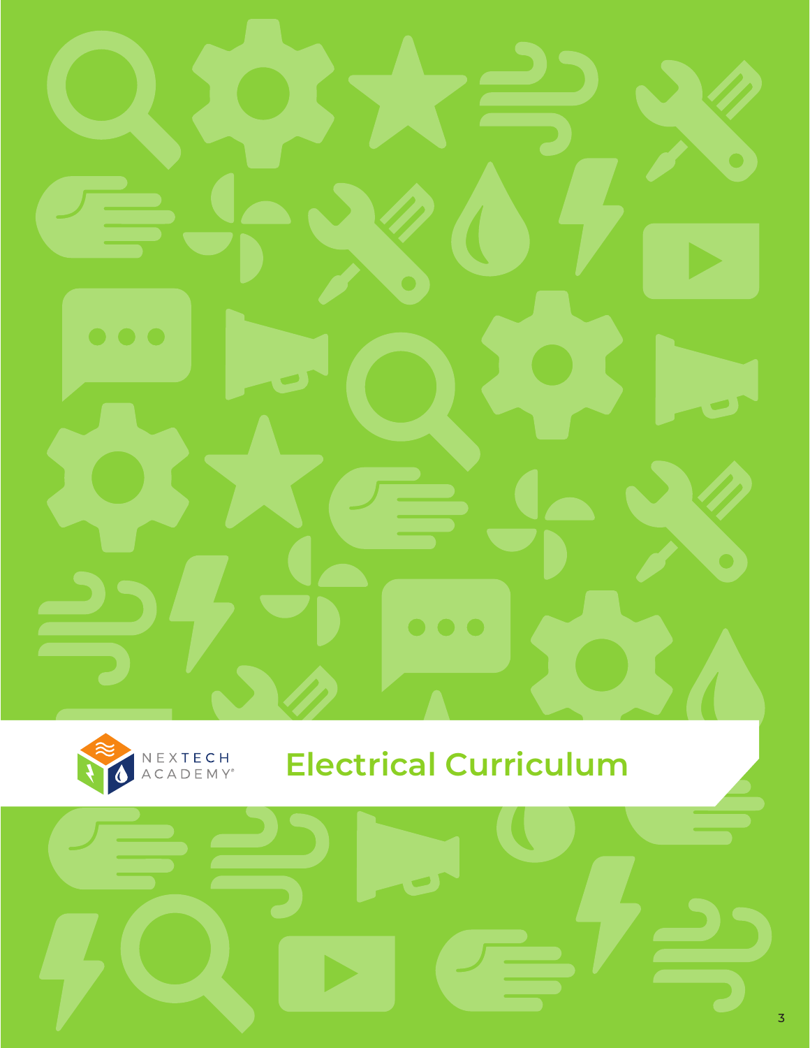NEXTECH ACADEMY®

# Electrical Curriculum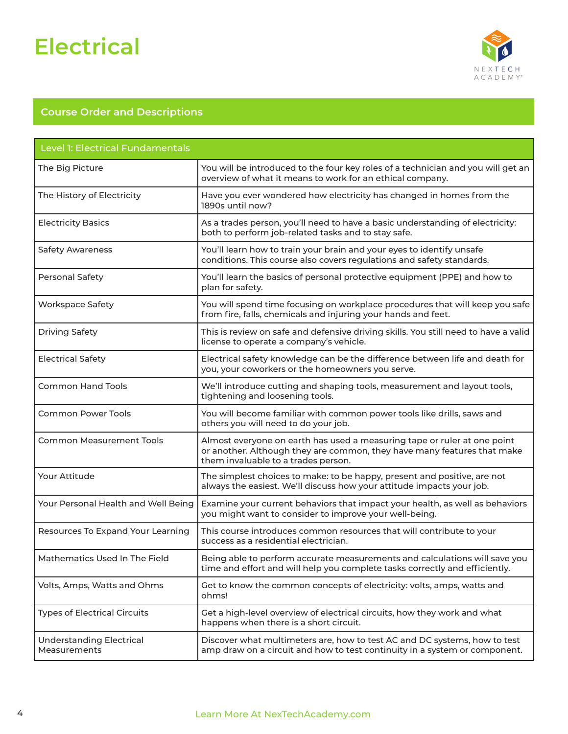# Electrical

NEXTECH ACADEMY®

## Course Order and Descriptions

| Level 1: Electrical Fundamentals | |
|---|---|
| The Big Picture | You will be introduced to the four key roles of a technician and you will get an overview of what it means to work for an ethical company. |
| The History of Electricity | Have you ever wondered how electricity has changed in homes from the 1890s until now? |
| Electricity Basics | As a trades person, you'll need to have a basic understanding of electricity: both to perform job-related tasks and to stay safe. |
| Safety Awareness | You'll learn how to train your brain and your eyes to identify unsafe conditions. This course also covers regulations and safety standards. |
| Personal Safety | You'll learn the basics of personal protective equipment (PPE) and how to plan for safety. |
| Workspace Safety | You will spend time focusing on workplace procedures that will keep you safe from fire, falls, chemicals and injuring your hands and feet. |
| Driving Safety | This is review on safe and defensive driving skills. You still need to have a valid license to operate a company's vehicle. |
| Electrical Safety | Electrical safety knowledge can be the difference between life and death for you, your coworkers or the homeowners you serve. |
| Common Hand Tools | We'll introduce cutting and shaping tools, measurement and layout tools, tightening and loosening tools. |
| Common Power Tools | You will become familiar with common power tools like drills, saws and others you will need to do your job. |
| Common Measurement Tools | Almost everyone on earth has used a measuring tape or ruler at one point or another. Although they are common, they have many features that make them invaluable to a trades person. |
| Your Attitude | The simplest choices to make: to be happy, present and positive, are not always the easiest. We'll discuss how your attitude impacts your job. |
| Your Personal Health and Well Being | Examine your current behaviors that impact your health, as well as behaviors you might want to consider to improve your well-being. |
| Resources To Expand Your Learning | This course introduces common resources that will contribute to your success as a residential electrician. |
| Mathematics Used In The Field | Being able to perform accurate measurements and calculations will save you time and effort and will help you complete tasks correctly and efficiently. |
| Volts, Amps, Watts and Ohms | Get to know the common concepts of electricity: volts, amps, watts and ohms! |
| Types of Electrical Circuits | Get a high-level overview of electrical circuits, how they work and what happens when there is a short circuit. |
| Understanding Electrical Measurements | Discover what multimeters are, how to test AC and DC systems, how to test amp draw on a circuit and how to test continuity in a system or component. |

Learn More At NexTechAcademy.com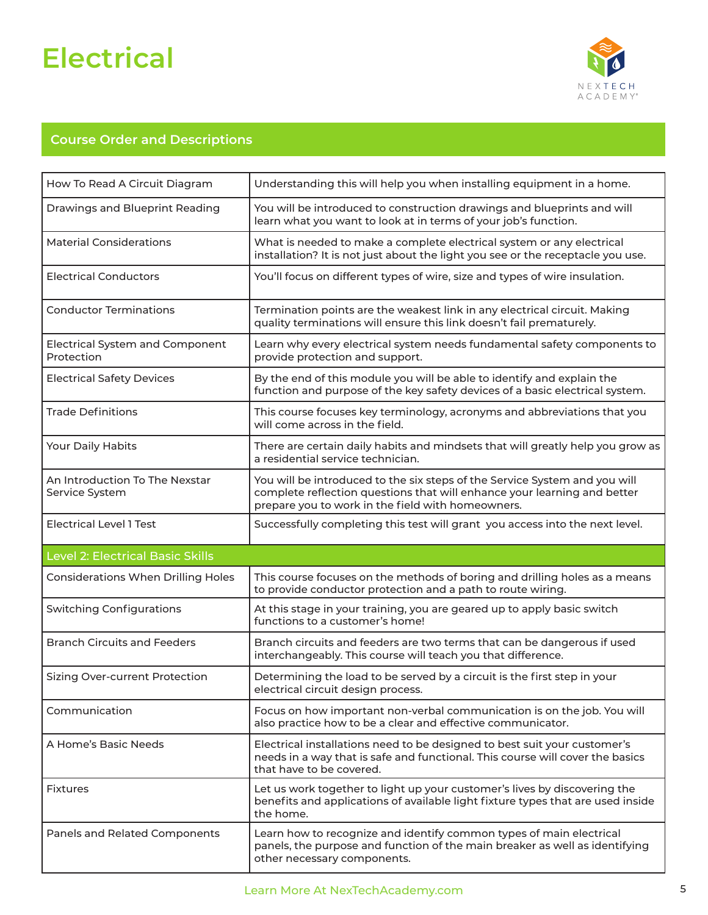# Electrical

## Course Order and Descriptions

| Course | Description |
|---|---|
| How To Read A Circuit Diagram | Understanding this will help you when installing equipment in a home. |
| Drawings and Blueprint Reading | You will be introduced to construction drawings and blueprints and will learn what you want to look at in terms of your job's function. |
| Material Considerations | What is needed to make a complete electrical system or any electrical installation? It is not just about the light you see or the receptacle you use. |
| Electrical Conductors | You'll focus on different types of wire, size and types of wire insulation. |
| Conductor Terminations | Termination points are the weakest link in any electrical circuit. Making quality terminations will ensure this link doesn't fail prematurely. |
| Electrical System and Component Protection | Learn why every electrical system needs fundamental safety components to provide protection and support. |
| Electrical Safety Devices | By the end of this module you will be able to identify and explain the function and purpose of the key safety devices of a basic electrical system. |
| Trade Definitions | This course focuses key terminology, acronyms and abbreviations that you will come across in the field. |
| Your Daily Habits | There are certain daily habits and mindsets that will greatly help you grow as a residential service technician. |
| An Introduction To The Nexstar Service System | You will be introduced to the six steps of the Service System and you will complete reflection questions that will enhance your learning and better prepare you to work in the field with homeowners. |
| Electrical Level 1 Test | Successfully completing this test will grant you access into the next level. |
| **Level 2: Electrical Basic Skills** | |
| Considerations When Drilling Holes | This course focuses on the methods of boring and drilling holes as a means to provide conductor protection and a path to route wiring. |
| Switching Configurations | At this stage in your training, you are geared up to apply basic switch functions to a customer's home! |
| Branch Circuits and Feeders | Branch circuits and feeders are two terms that can be dangerous if used interchangeably. This course will teach you that difference. |
| Sizing Over-current Protection | Determining the load to be served by a circuit is the first step in your electrical circuit design process. |
| Communication | Focus on how important non-verbal communication is on the job. You will also practice how to be a clear and effective communicator. |
| A Home's Basic Needs | Electrical installations need to be designed to best suit your customer's needs in a way that is safe and functional. This course will cover the basics that have to be covered. |
| Fixtures | Let us work together to light up your customer's lives by discovering the benefits and applications of available light fixture types that are used inside the home. |
| Panels and Related Components | Learn how to recognize and identify common types of main electrical panels, the purpose and function of the main breaker as well as identifying other necessary components. |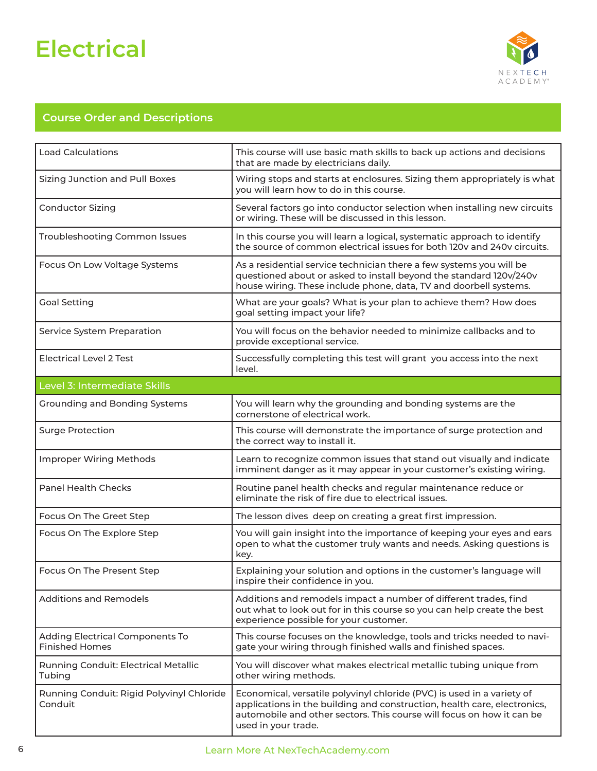# Electrical

## Course Order and Descriptions

| | |
|---|---|
| Load Calculations | This course will use basic math skills to back up actions and decisions that are made by electricians daily. |
| Sizing Junction and Pull Boxes | Wiring stops and starts at enclosures. Sizing them appropriately is what you will learn how to do in this course. |
| Conductor Sizing | Several factors go into conductor selection when installing new circuits or wiring. These will be discussed in this lesson. |
| Troubleshooting Common Issues | In this course you will learn a logical, systematic approach to identify the source of common electrical issues for both 120v and 240v circuits. |
| Focus On Low Voltage Systems | As a residential service technician there a few systems you will be questioned about or asked to install beyond the standard 120v/240v house wiring. These include phone, data, TV and doorbell systems. |
| Goal Setting | What are your goals? What is your plan to achieve them? How does goal setting impact your life? |
| Service System Preparation | You will focus on the behavior needed to minimize callbacks and to provide exceptional service. |
| Electrical Level 2 Test | Successfully completing this test will grant you access into the next level. |
| **Level 3: Intermediate Skills** | |
| Grounding and Bonding Systems | You will learn why the grounding and bonding systems are the cornerstone of electrical work. |
| Surge Protection | This course will demonstrate the importance of surge protection and the correct way to install it. |
| Improper Wiring Methods | Learn to recognize common issues that stand out visually and indicate imminent danger as it may appear in your customer's existing wiring. |
| Panel Health Checks | Routine panel health checks and regular maintenance reduce or eliminate the risk of fire due to electrical issues. |
| Focus On The Greet Step | The lesson dives deep on creating a great first impression. |
| Focus On The Explore Step | You will gain insight into the importance of keeping your eyes and ears open to what the customer truly wants and needs. Asking questions is key. |
| Focus On The Present Step | Explaining your solution and options in the customer's language will inspire their confidence in you. |
| Additions and Remodels | Additions and remodels impact a number of different trades, find out what to look out for in this course so you can help create the best experience possible for your customer. |
| Adding Electrical Components To Finished Homes | This course focuses on the knowledge, tools and tricks needed to navigate your wiring through finished walls and finished spaces. |
| Running Conduit: Electrical Metallic Tubing | You will discover what makes electrical metallic tubing unique from other wiring methods. |
| Running Conduit: Rigid Polyvinyl Chloride Conduit | Economical, versatile polyvinyl chloride (PVC) is used in a variety of applications in the building and construction, health care, electronics, automobile and other sectors. This course will focus on how it can be used in your trade. |

Learn More At NexTechAcademy.com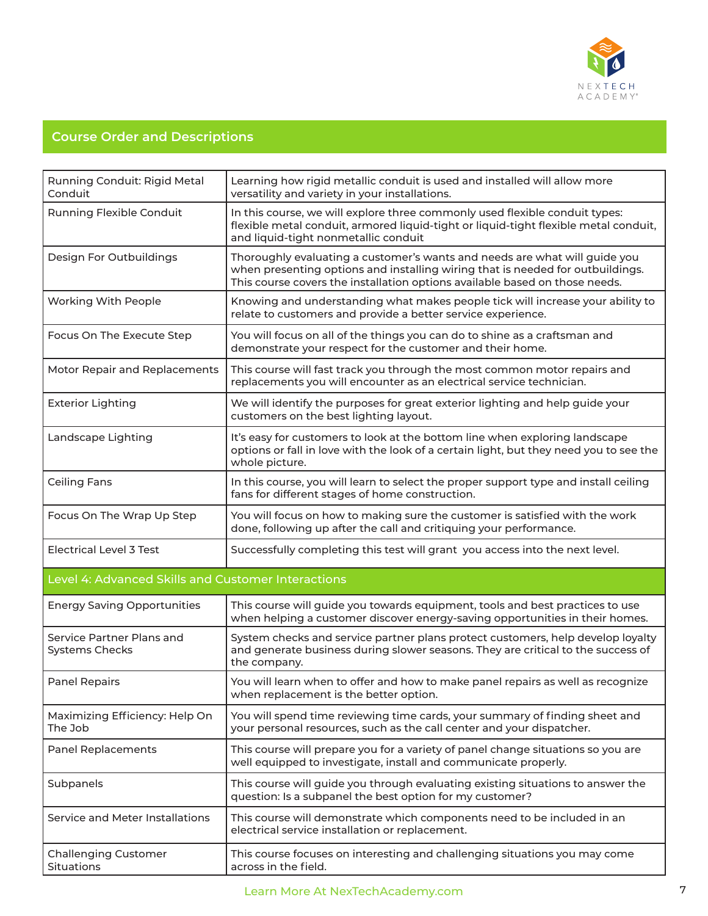## Course Order and Descriptions

| | |
|---|---|
| Running Conduit: Rigid Metal Conduit | Learning how rigid metallic conduit is used and installed will allow more versatility and variety in your installations. |
| Running Flexible Conduit | In this course, we will explore three commonly used flexible conduit types: flexible metal conduit, armored liquid-tight or liquid-tight flexible metal conduit, and liquid-tight nonmetallic conduit |
| Design For Outbuildings | Thoroughly evaluating a customer's wants and needs are what will guide you when presenting options and installing wiring that is needed for outbuildings. This course covers the installation options available based on those needs. |
| Working With People | Knowing and understanding what makes people tick will increase your ability to relate to customers and provide a better service experience. |
| Focus On The Execute Step | You will focus on all of the things you can do to shine as a craftsman and demonstrate your respect for the customer and their home. |
| Motor Repair and Replacements | This course will fast track you through the most common motor repairs and replacements you will encounter as an electrical service technician. |
| Exterior Lighting | We will identify the purposes for great exterior lighting and help guide your customers on the best lighting layout. |
| Landscape Lighting | It's easy for customers to look at the bottom line when exploring landscape options or fall in love with the look of a certain light, but they need you to see the whole picture. |
| Ceiling Fans | In this course, you will learn to select the proper support type and install ceiling fans for different stages of home construction. |
| Focus On The Wrap Up Step | You will focus on how to making sure the customer is satisfied with the work done, following up after the call and critiquing your performance. |
| Electrical Level 3 Test | Successfully completing this test will grant you access into the next level. |
| **Level 4: Advanced Skills and Customer Interactions** | |
| Energy Saving Opportunities | This course will guide you towards equipment, tools and best practices to use when helping a customer discover energy-saving opportunities in their homes. |
| Service Partner Plans and Systems Checks | System checks and service partner plans protect customers, help develop loyalty and generate business during slower seasons. They are critical to the success of the company. |
| Panel Repairs | You will learn when to offer and how to make panel repairs as well as recognize when replacement is the better option. |
| Maximizing Efficiency: Help On The Job | You will spend time reviewing time cards, your summary of finding sheet and your personal resources, such as the call center and your dispatcher. |
| Panel Replacements | This course will prepare you for a variety of panel change situations so you are well equipped to investigate, install and communicate properly. |
| Subpanels | This course will guide you through evaluating existing situations to answer the question: Is a subpanel the best option for my customer? |
| Service and Meter Installations | This course will demonstrate which components need to be included in an electrical service installation or replacement. |
| Challenging Customer Situations | This course focuses on interesting and challenging situations you may come across in the field. |

Learn More At NexTechAcademy.com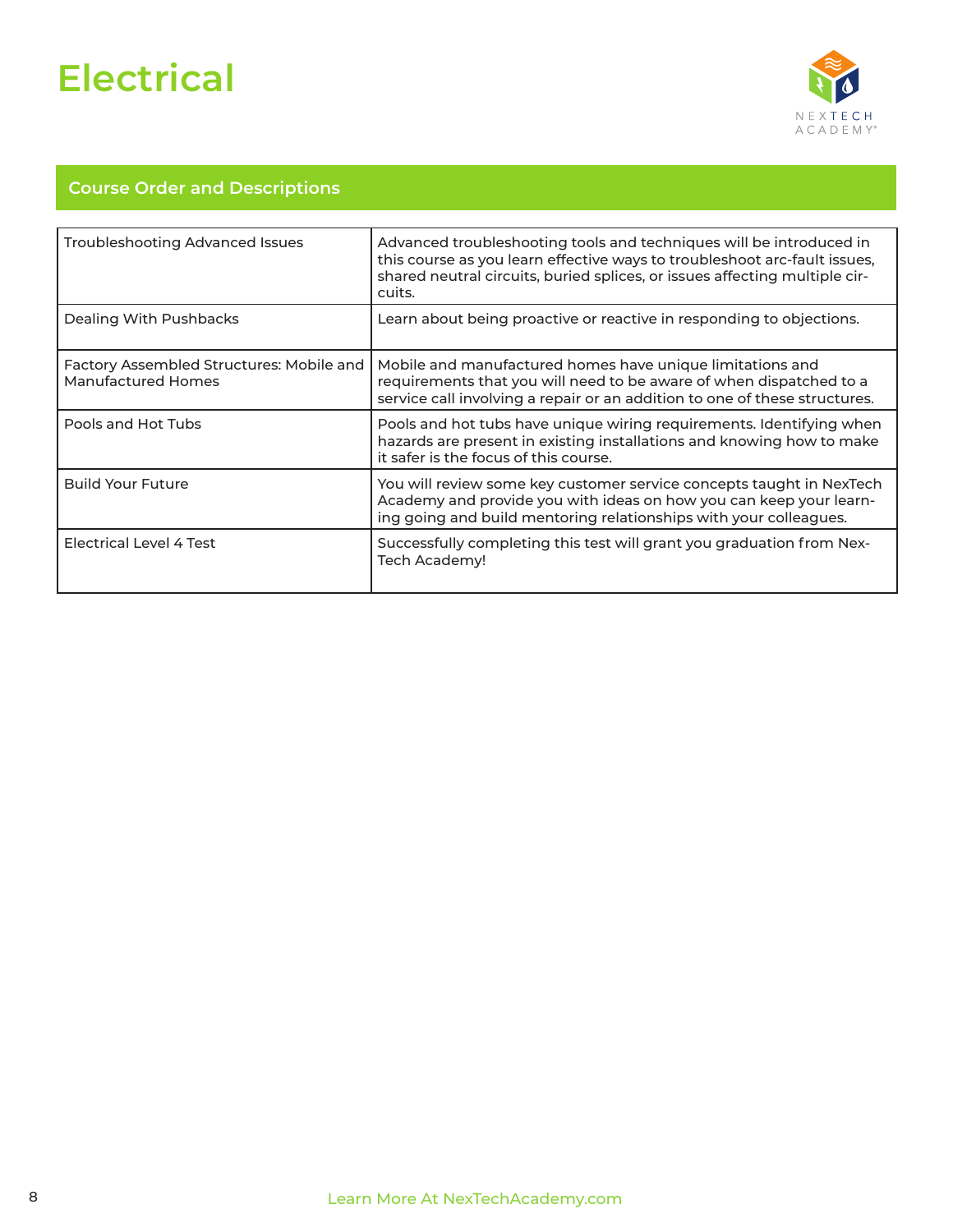# Electrical

## Course Order and Descriptions

| | |
|---|---|
| Troubleshooting Advanced Issues | Advanced troubleshooting tools and techniques will be introduced in this course as you learn effective ways to troubleshoot arc-fault issues, shared neutral circuits, buried splices, or issues affecting multiple circuits. |
| Dealing With Pushbacks | Learn about being proactive or reactive in responding to objections. |
| Factory Assembled Structures: Mobile and Manufactured Homes | Mobile and manufactured homes have unique limitations and requirements that you will need to be aware of when dispatched to a service call involving a repair or an addition to one of these structures. |
| Pools and Hot Tubs | Pools and hot tubs have unique wiring requirements. Identifying when hazards are present in existing installations and knowing how to make it safer is the focus of this course. |
| Build Your Future | You will review some key customer service concepts taught in NexTech Academy and provide you with ideas on how you can keep your learning going and build mentoring relationships with your colleagues. |
| Electrical Level 4 Test | Successfully completing this test will grant you graduation from NexTech Academy! |

Learn More At NexTechAcademy.com